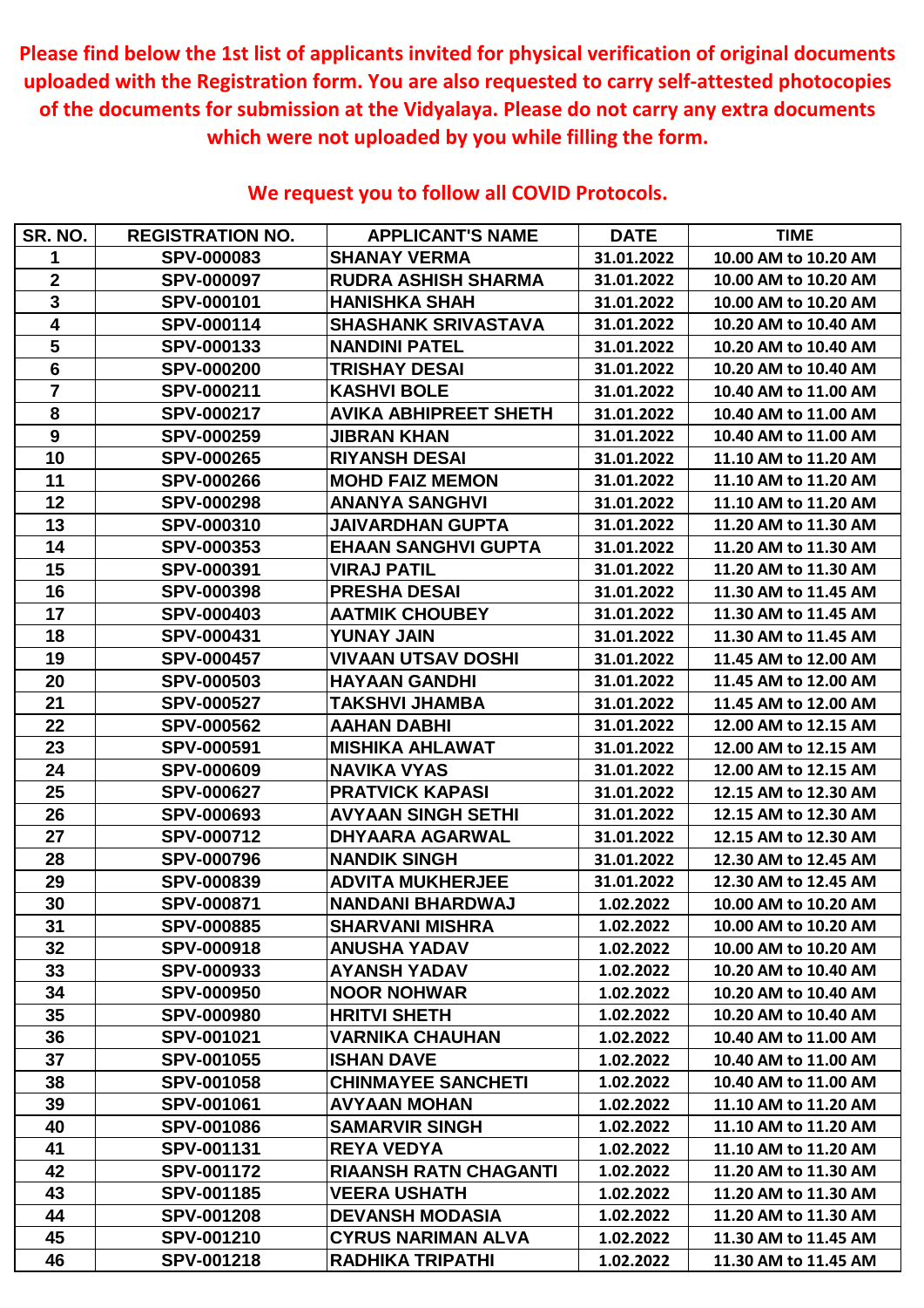**Please find below the 1st list of applicants invited for physical verification of original documents uploaded with the Registration form. You are also requested to carry self-attested photocopies of the documents for submission at the Vidyalaya. Please do not carry any extra documents which were not uploaded by you while filling the form.**

**We request you to follow all COVID Protocols.**

| SR. NO. | REGISTRATION NO. | APPLICANT'S NAME | DATE | TIME |
|---|---|---|---|---|
| 1 | SPV-000083 | SHANAY VERMA | 31.01.2022 | 10.00 AM to 10.20 AM |
| 2 | SPV-000097 | RUDRA ASHISH SHARMA | 31.01.2022 | 10.00 AM to 10.20 AM |
| 3 | SPV-000101 | HANISHKA SHAH | 31.01.2022 | 10.00 AM to 10.20 AM |
| 4 | SPV-000114 | SHASHANK SRIVASTAVA | 31.01.2022 | 10.20 AM to 10.40 AM |
| 5 | SPV-000133 | NANDINI PATEL | 31.01.2022 | 10.20 AM to 10.40 AM |
| 6 | SPV-000200 | TRISHAY DESAI | 31.01.2022 | 10.20 AM to 10.40 AM |
| 7 | SPV-000211 | KASHVI BOLE | 31.01.2022 | 10.40 AM to 11.00 AM |
| 8 | SPV-000217 | AVIKA ABHIPREET SHETH | 31.01.2022 | 10.40 AM to 11.00 AM |
| 9 | SPV-000259 | JIBRAN KHAN | 31.01.2022 | 10.40 AM to 11.00 AM |
| 10 | SPV-000265 | RIYANSH DESAI | 31.01.2022 | 11.10 AM to 11.20 AM |
| 11 | SPV-000266 | MOHD FAIZ MEMON | 31.01.2022 | 11.10 AM to 11.20 AM |
| 12 | SPV-000298 | ANANYA SANGHVI | 31.01.2022 | 11.10 AM to 11.20 AM |
| 13 | SPV-000310 | JAIVARDHAN GUPTA | 31.01.2022 | 11.20 AM to 11.30 AM |
| 14 | SPV-000353 | EHAAN SANGHVI GUPTA | 31.01.2022 | 11.20 AM to 11.30 AM |
| 15 | SPV-000391 | VIRAJ PATIL | 31.01.2022 | 11.20 AM to 11.30 AM |
| 16 | SPV-000398 | PRESHA DESAI | 31.01.2022 | 11.30 AM to 11.45 AM |
| 17 | SPV-000403 | AATMIK CHOUBEY | 31.01.2022 | 11.30 AM to 11.45 AM |
| 18 | SPV-000431 | YUNAY JAIN | 31.01.2022 | 11.30 AM to 11.45 AM |
| 19 | SPV-000457 | VIVAAN UTSAV DOSHI | 31.01.2022 | 11.45 AM to 12.00 AM |
| 20 | SPV-000503 | HAYAAN GANDHI | 31.01.2022 | 11.45 AM to 12.00 AM |
| 21 | SPV-000527 | TAKSHVI JHAMBA | 31.01.2022 | 11.45 AM to 12.00 AM |
| 22 | SPV-000562 | AAHAN DABHI | 31.01.2022 | 12.00 AM to 12.15 AM |
| 23 | SPV-000591 | MISHIKA AHLAWAT | 31.01.2022 | 12.00 AM to 12.15 AM |
| 24 | SPV-000609 | NAVIKA VYAS | 31.01.2022 | 12.00 AM to 12.15 AM |
| 25 | SPV-000627 | PRATVICK KAPASI | 31.01.2022 | 12.15 AM to 12.30 AM |
| 26 | SPV-000693 | AVYAAN SINGH SETHI | 31.01.2022 | 12.15 AM to 12.30 AM |
| 27 | SPV-000712 | DHYAARA AGARWAL | 31.01.2022 | 12.15 AM to 12.30 AM |
| 28 | SPV-000796 | NANDIK SINGH | 31.01.2022 | 12.30 AM to 12.45 AM |
| 29 | SPV-000839 | ADVITA MUKHERJEE | 31.01.2022 | 12.30 AM to 12.45 AM |
| 30 | SPV-000871 | NANDANI BHARDWAJ | 1.02.2022 | 10.00 AM to 10.20 AM |
| 31 | SPV-000885 | SHARVANI MISHRA | 1.02.2022 | 10.00 AM to 10.20 AM |
| 32 | SPV-000918 | ANUSHA YADAV | 1.02.2022 | 10.00 AM to 10.20 AM |
| 33 | SPV-000933 | AYANSH YADAV | 1.02.2022 | 10.20 AM to 10.40 AM |
| 34 | SPV-000950 | NOOR NOHWAR | 1.02.2022 | 10.20 AM to 10.40 AM |
| 35 | SPV-000980 | HRITVI SHETH | 1.02.2022 | 10.20 AM to 10.40 AM |
| 36 | SPV-001021 | VARNIKA CHAUHAN | 1.02.2022 | 10.40 AM to 11.00 AM |
| 37 | SPV-001055 | ISHAN DAVE | 1.02.2022 | 10.40 AM to 11.00 AM |
| 38 | SPV-001058 | CHINMAYEE SANCHETI | 1.02.2022 | 10.40 AM to 11.00 AM |
| 39 | SPV-001061 | AVYAAN MOHAN | 1.02.2022 | 11.10 AM to 11.20 AM |
| 40 | SPV-001086 | SAMARVIR SINGH | 1.02.2022 | 11.10 AM to 11.20 AM |
| 41 | SPV-001131 | REYA VEDYA | 1.02.2022 | 11.10 AM to 11.20 AM |
| 42 | SPV-001172 | RIAANSH RATN CHAGANTI | 1.02.2022 | 11.20 AM to 11.30 AM |
| 43 | SPV-001185 | VEERA USHATH | 1.02.2022 | 11.20 AM to 11.30 AM |
| 44 | SPV-001208 | DEVANSH MODASIA | 1.02.2022 | 11.20 AM to 11.30 AM |
| 45 | SPV-001210 | CYRUS NARIMAN ALVA | 1.02.2022 | 11.30 AM to 11.45 AM |
| 46 | SPV-001218 | RADHIKA TRIPATHI | 1.02.2022 | 11.30 AM to 11.45 AM |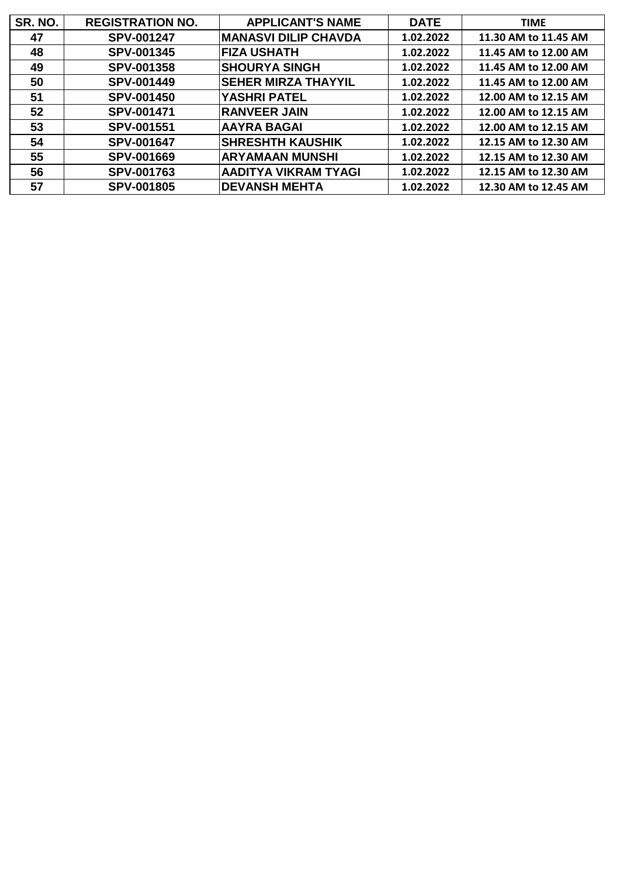| SR. NO. | REGISTRATION NO. | APPLICANT'S NAME | DATE | TIME |
|---|---|---|---|---|
| 47 | SPV-001247 | MANASVI DILIP CHAVDA | 1.02.2022 | 11.30 AM to 11.45 AM |
| 48 | SPV-001345 | FIZA USHATH | 1.02.2022 | 11.45 AM to 12.00 AM |
| 49 | SPV-001358 | SHOURYA SINGH | 1.02.2022 | 11.45 AM to 12.00 AM |
| 50 | SPV-001449 | SEHER MIRZA THAYYIL | 1.02.2022 | 11.45 AM to 12.00 AM |
| 51 | SPV-001450 | YASHRI PATEL | 1.02.2022 | 12.00 AM to 12.15 AM |
| 52 | SPV-001471 | RANVEER JAIN | 1.02.2022 | 12.00 AM to 12.15 AM |
| 53 | SPV-001551 | AAYRA BAGAI | 1.02.2022 | 12.00 AM to 12.15 AM |
| 54 | SPV-001647 | SHRESHTH KAUSHIK | 1.02.2022 | 12.15 AM to 12.30 AM |
| 55 | SPV-001669 | ARYAMAAN MUNSHI | 1.02.2022 | 12.15 AM to 12.30 AM |
| 56 | SPV-001763 | AADITYA VIKRAM TYAGI | 1.02.2022 | 12.15 AM to 12.30 AM |
| 57 | SPV-001805 | DEVANSH MEHTA | 1.02.2022 | 12.30 AM to 12.45 AM |